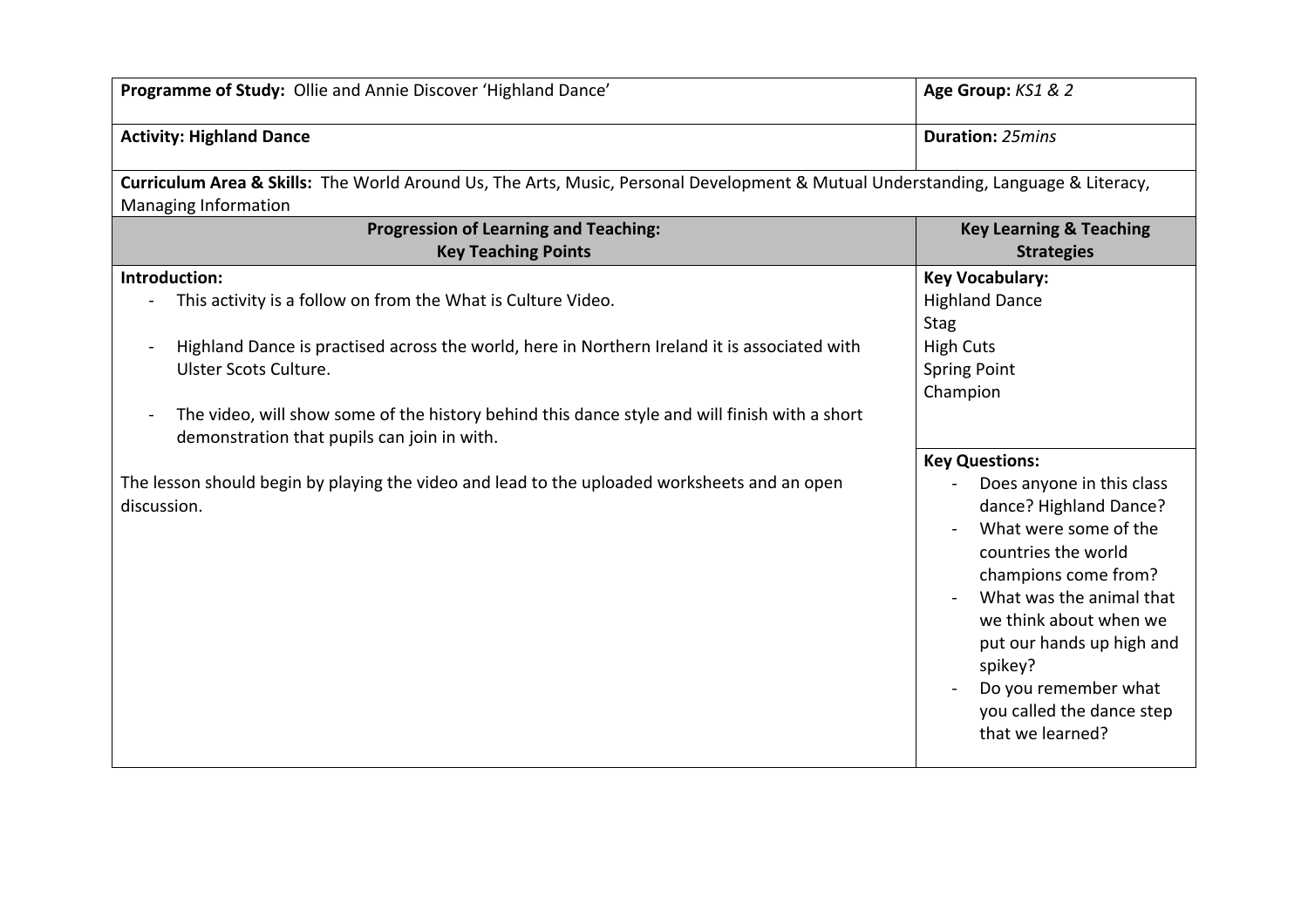| **Programme of Study:** Ollie and Annie Discover 'Highland Dance' | **Age Group:** *KS1 & 2* |
|---|---|
| **Activity: Highland Dance** | **Duration:** *25mins* |
| **Curriculum Area & Skills:** The World Around Us, The Arts, Music, Personal Development & Mutual Understanding, Language & Literacy, Managing Information | |
| **Progression of Learning and Teaching: Key Teaching Points** | **Key Learning & Teaching Strategies** |
| **Introduction:**<br>- This activity is a follow on from the What is Culture Video.<br>- Highland Dance is practised across the world, here in Northern Ireland it is associated with Ulster Scots Culture.<br>- The video, will show some of the history behind this dance style and will finish with a short demonstration that pupils can join in with.<br><br>The lesson should begin by playing the video and lead to the uploaded worksheets and an open discussion. | **Key Vocabulary:**<br>Highland Dance<br>Stag<br>High Cuts<br>Spring Point<br>Champion<br><br>**Key Questions:**<br>- Does anyone in this class dance? Highland Dance?<br>- What were some of the countries the world champions come from?<br>- What was the animal that we think about when we put our hands up high and spikey?<br>- Do you remember what you called the dance step that we learned? |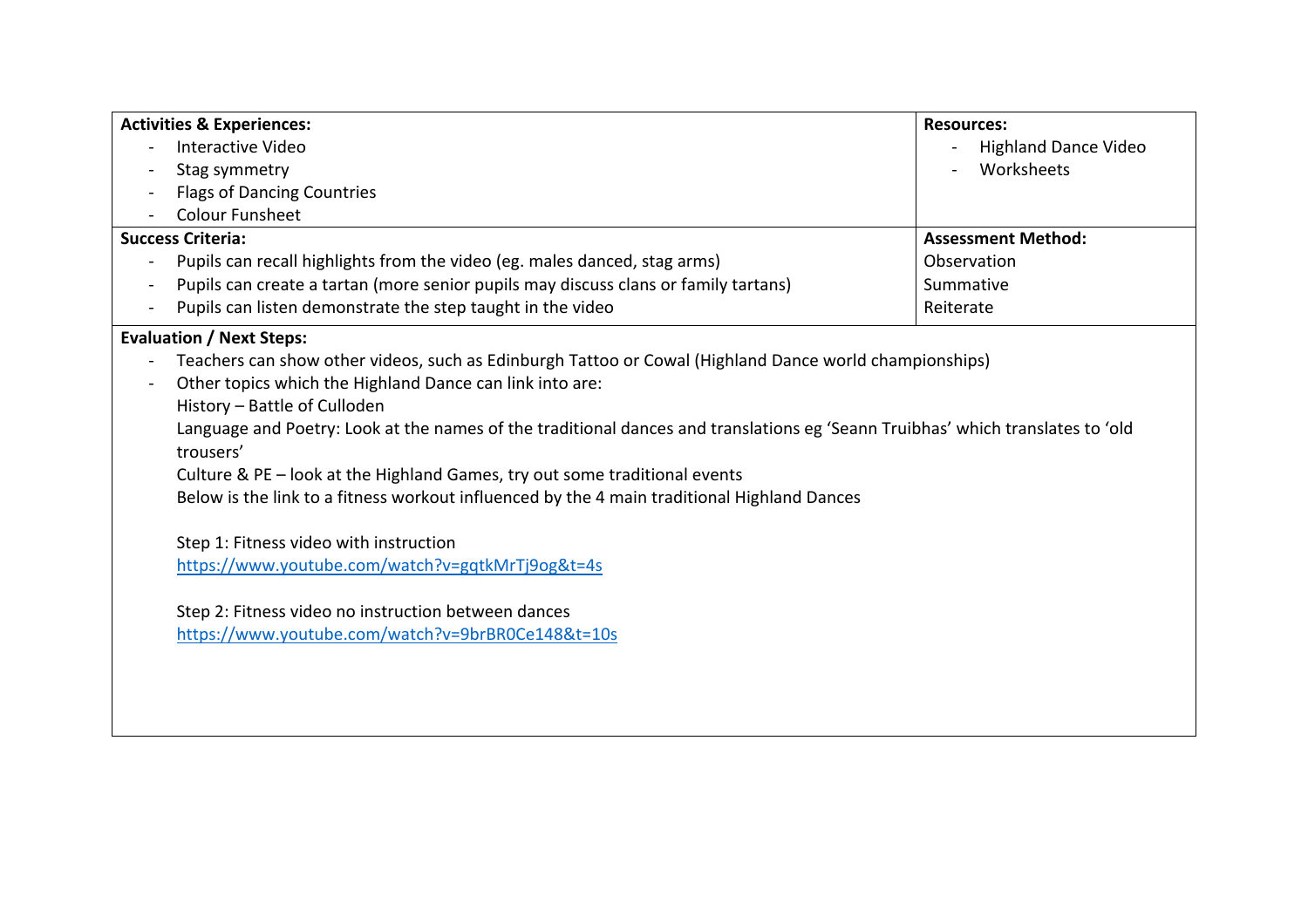| Activities & Experiences: | Resources: |
|---|---|
| - Interactive Video<br>- Stag symmetry<br>- Flags of Dancing Countries<br>- Colour Funsheet | - Highland Dance Video<br>- Worksheets |
| **Success Criteria:** | **Assessment Method:** |
| - Pupils can recall highlights from the video (eg. males danced, stag arms)<br>- Pupils can create a tartan (more senior pupils may discuss clans or family tartans)<br>- Pupils can listen demonstrate the step taught in the video | Observation<br>Summative<br>Reiterate |

**Evaluation / Next Steps:**

- Teachers can show other videos, such as Edinburgh Tattoo or Cowal (Highland Dance world championships)
- Other topics which the Highland Dance can link into are:

  History – Battle of Culloden

  Language and Poetry: Look at the names of the traditional dances and translations eg 'Seann Truibhas' which translates to 'old trousers'

  Culture & PE – look at the Highland Games, try out some traditional events

  Below is the link to a fitness workout influenced by the 4 main traditional Highland Dances

  Step 1: Fitness video with instruction
  https://www.youtube.com/watch?v=gqtkMrTj9og&t=4s

  Step 2: Fitness video no instruction between dances
  https://www.youtube.com/watch?v=9brBR0Ce148&t=10s